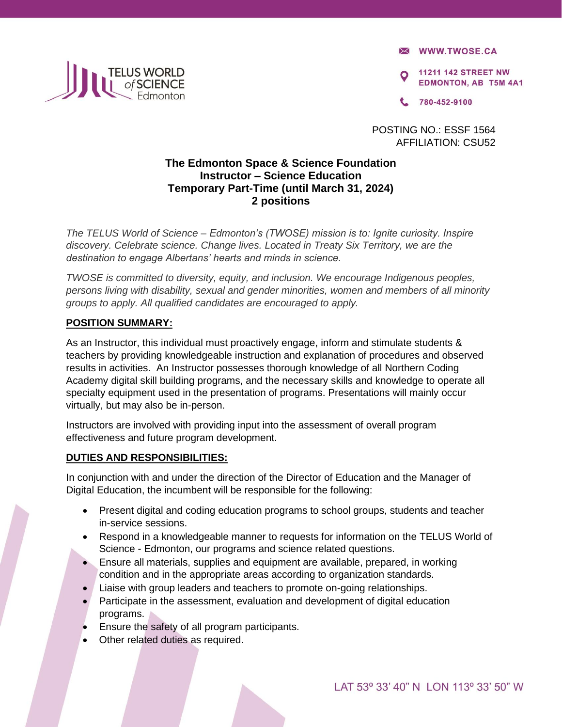TELUS WORLD of SCIENCE Edmonton

WWW.TWOSE.CA

11211 142 STREET NW
EDMONTON, AB T5M 4A1

780-452-9100

POSTING NO.: ESSF 1564
AFFILIATION: CSU52

# The Edmonton Space & Science Foundation
# Instructor – Science Education
# Temporary Part-Time (until March 31, 2024)
# 2 positions

*The TELUS World of Science – Edmonton's (TWOSE) mission is to: Ignite curiosity. Inspire discovery. Celebrate science. Change lives. Located in Treaty Six Territory, we are the destination to engage Albertans' hearts and minds in science.*

*TWOSE is committed to diversity, equity, and inclusion. We encourage Indigenous peoples, persons living with disability, sexual and gender minorities, women and members of all minority groups to apply. All qualified candidates are encouraged to apply.*

## POSITION SUMMARY:

As an Instructor, this individual must proactively engage, inform and stimulate students & teachers by providing knowledgeable instruction and explanation of procedures and observed results in activities. An Instructor possesses thorough knowledge of all Northern Coding Academy digital skill building programs, and the necessary skills and knowledge to operate all specialty equipment used in the presentation of programs. Presentations will mainly occur virtually, but may also be in-person.

Instructors are involved with providing input into the assessment of overall program effectiveness and future program development.

## DUTIES AND RESPONSIBILITIES:

In conjunction with and under the direction of the Director of Education and the Manager of Digital Education, the incumbent will be responsible for the following:

- Present digital and coding education programs to school groups, students and teacher in-service sessions.
- Respond in a knowledgeable manner to requests for information on the TELUS World of Science - Edmonton, our programs and science related questions.
- Ensure all materials, supplies and equipment are available, prepared, in working condition and in the appropriate areas according to organization standards.
- Liaise with group leaders and teachers to promote on-going relationships.
- Participate in the assessment, evaluation and development of digital education programs.
- Ensure the safety of all program participants.
- Other related duties as required.

LAT 53º 33' 40" N LON 113º 33' 50" W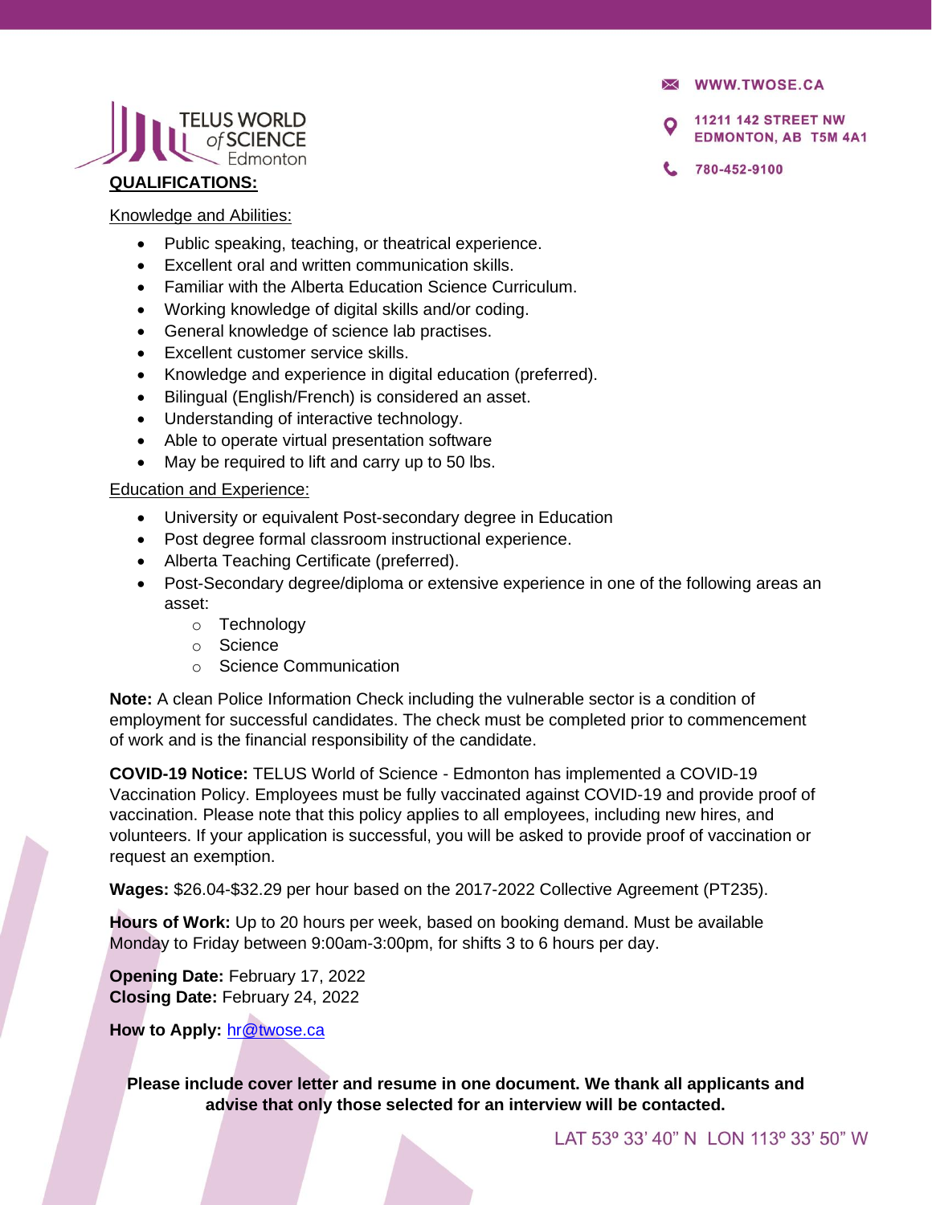## QUALIFICATIONS:

Knowledge and Abilities:

- Public speaking, teaching, or theatrical experience.
- Excellent oral and written communication skills.
- Familiar with the Alberta Education Science Curriculum.
- Working knowledge of digital skills and/or coding.
- General knowledge of science lab practises.
- Excellent customer service skills.
- Knowledge and experience in digital education (preferred).
- Bilingual (English/French) is considered an asset.
- Understanding of interactive technology.
- Able to operate virtual presentation software
- May be required to lift and carry up to 50 lbs.

Education and Experience:

- University or equivalent Post-secondary degree in Education
- Post degree formal classroom instructional experience.
- Alberta Teaching Certificate (preferred).
- Post-Secondary degree/diploma or extensive experience in one of the following areas an asset:
  - Technology
  - Science
  - Science Communication

**Note:** A clean Police Information Check including the vulnerable sector is a condition of employment for successful candidates. The check must be completed prior to commencement of work and is the financial responsibility of the candidate.

**COVID-19 Notice:** TELUS World of Science - Edmonton has implemented a COVID-19 Vaccination Policy. Employees must be fully vaccinated against COVID-19 and provide proof of vaccination. Please note that this policy applies to all employees, including new hires, and volunteers. If your application is successful, you will be asked to provide proof of vaccination or request an exemption.

**Wages:** $26.04-$32.29 per hour based on the 2017-2022 Collective Agreement (PT235).

**Hours of Work:** Up to 20 hours per week, based on booking demand. Must be available Monday to Friday between 9:00am-3:00pm, for shifts 3 to 6 hours per day.

**Opening Date:** February 17, 2022
**Closing Date:** February 24, 2022

**How to Apply:** hr@twose.ca

**Please include cover letter and resume in one document. We thank all applicants and advise that only those selected for an interview will be contacted.**